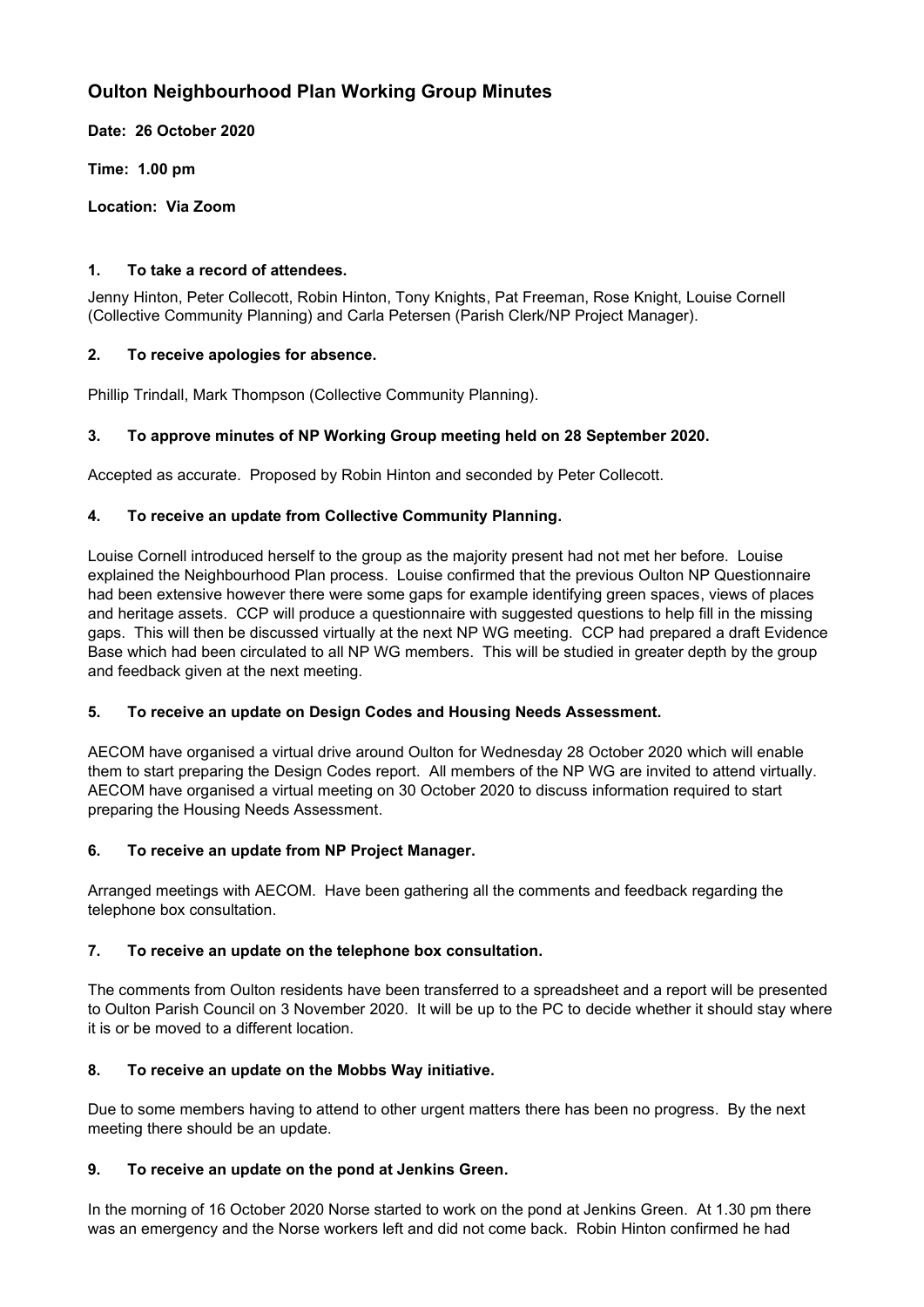# Oulton Neighbourhood Plan Working Group Minutes

**Date: 26 October 2020**

**Time: 1.00 pm**

**Location: Via Zoom**

### 1. To take a record of attendees.

Jenny Hinton, Peter Collecott, Robin Hinton, Tony Knights, Pat Freeman, Rose Knight, Louise Cornell (Collective Community Planning) and Carla Petersen (Parish Clerk/NP Project Manager).

### 2. To receive apologies for absence.

Phillip Trindall, Mark Thompson (Collective Community Planning).

### 3. To approve minutes of NP Working Group meeting held on 28 September 2020.

Accepted as accurate. Proposed by Robin Hinton and seconded by Peter Collecott.

### 4. To receive an update from Collective Community Planning.

Louise Cornell introduced herself to the group as the majority present had not met her before. Louise explained the Neighbourhood Plan process. Louise confirmed that the previous Oulton NP Questionnaire had been extensive however there were some gaps for example identifying green spaces, views of places and heritage assets. CCP will produce a questionnaire with suggested questions to help fill in the missing gaps. This will then be discussed virtually at the next NP WG meeting. CCP had prepared a draft Evidence Base which had been circulated to all NP WG members. This will be studied in greater depth by the group and feedback given at the next meeting.

### 5. To receive an update on Design Codes and Housing Needs Assessment.

AECOM have organised a virtual drive around Oulton for Wednesday 28 October 2020 which will enable them to start preparing the Design Codes report. All members of the NP WG are invited to attend virtually. AECOM have organised a virtual meeting on 30 October 2020 to discuss information required to start preparing the Housing Needs Assessment.

### 6. To receive an update from NP Project Manager.

Arranged meetings with AECOM. Have been gathering all the comments and feedback regarding the telephone box consultation.

### 7. To receive an update on the telephone box consultation.

The comments from Oulton residents have been transferred to a spreadsheet and a report will be presented to Oulton Parish Council on 3 November 2020. It will be up to the PC to decide whether it should stay where it is or be moved to a different location.

### 8. To receive an update on the Mobbs Way initiative.

Due to some members having to attend to other urgent matters there has been no progress. By the next meeting there should be an update.

### 9. To receive an update on the pond at Jenkins Green.

In the morning of 16 October 2020 Norse started to work on the pond at Jenkins Green. At 1.30 pm there was an emergency and the Norse workers left and did not come back. Robin Hinton confirmed he had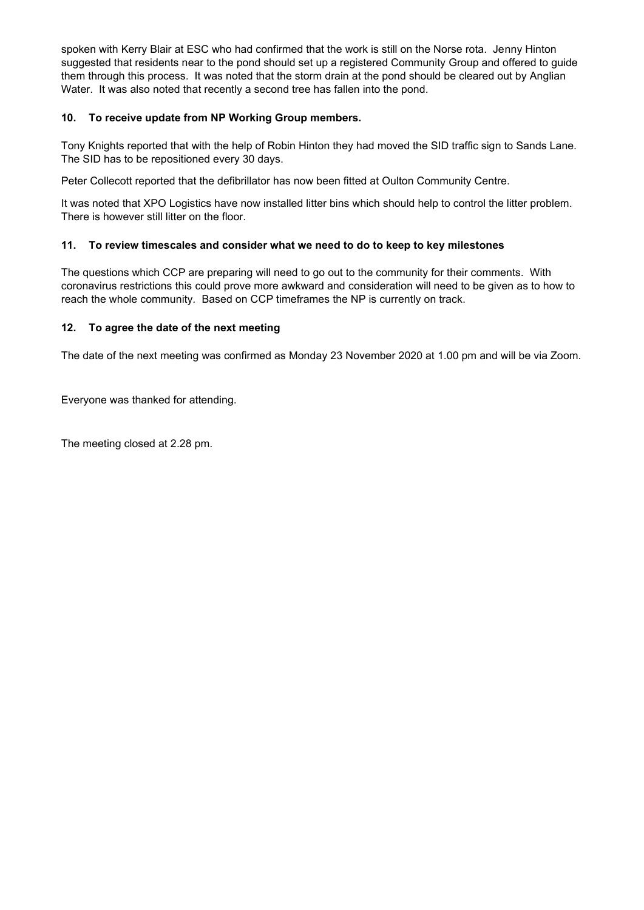spoken with Kerry Blair at ESC who had confirmed that the work is still on the Norse rota. Jenny Hinton suggested that residents near to the pond should set up a registered Community Group and offered to guide them through this process. It was noted that the storm drain at the pond should be cleared out by Anglian Water. It was also noted that recently a second tree has fallen into the pond.

### 10. To receive update from NP Working Group members.

Tony Knights reported that with the help of Robin Hinton they had moved the SID traffic sign to Sands Lane. The SID has to be repositioned every 30 days.

Peter Collecott reported that the defibrillator has now been fitted at Oulton Community Centre.

It was noted that XPO Logistics have now installed litter bins which should help to control the litter problem. There is however still litter on the floor.

### 11. To review timescales and consider what we need to do to keep to key milestones

The questions which CCP are preparing will need to go out to the community for their comments. With coronavirus restrictions this could prove more awkward and consideration will need to be given as to how to reach the whole community. Based on CCP timeframes the NP is currently on track.

### 12. To agree the date of the next meeting

The date of the next meeting was confirmed as Monday 23 November 2020 at 1.00 pm and will be via Zoom.

Everyone was thanked for attending.

The meeting closed at 2.28 pm.